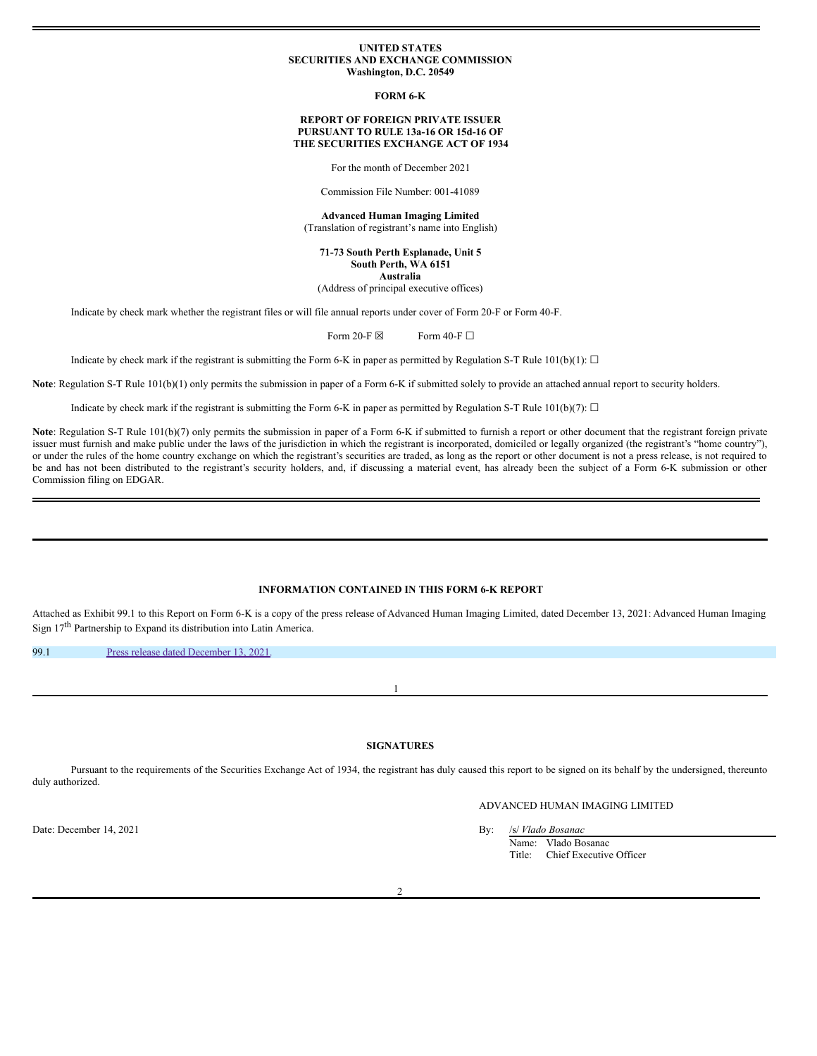**UNITED STATES**
**SECURITIES AND EXCHANGE COMMISSION**
**Washington, D.C. 20549**

**FORM 6-K**

**REPORT OF FOREIGN PRIVATE ISSUER**
**PURSUANT TO RULE 13a-16 OR 15d-16 OF**
**THE SECURITIES EXCHANGE ACT OF 1934**

For the month of December 2021

Commission File Number: 001-41089

**Advanced Human Imaging Limited**
(Translation of registrant's name into English)

**71-73 South Perth Esplanade, Unit 5**
**South Perth, WA 6151**
**Australia**
(Address of principal executive offices)

Indicate by check mark whether the registrant files or will file annual reports under cover of Form 20-F or Form 40-F.

Form 20-F ☒ Form 40-F ☐

Indicate by check mark if the registrant is submitting the Form 6-K in paper as permitted by Regulation S-T Rule 101(b)(1): ☐

**Note**: Regulation S-T Rule 101(b)(1) only permits the submission in paper of a Form 6-K if submitted solely to provide an attached annual report to security holders.

Indicate by check mark if the registrant is submitting the Form 6-K in paper as permitted by Regulation S-T Rule 101(b)(7): ☐

**Note**: Regulation S-T Rule 101(b)(7) only permits the submission in paper of a Form 6-K if submitted to furnish a report or other document that the registrant foreign private issuer must furnish and make public under the laws of the jurisdiction in which the registrant is incorporated, domiciled or legally organized (the registrant's "home country"), or under the rules of the home country exchange on which the registrant's securities are traded, as long as the report or other document is not a press release, is not required to be and has not been distributed to the registrant's security holders, and, if discussing a material event, has already been the subject of a Form 6-K submission or other Commission filing on EDGAR.

**INFORMATION CONTAINED IN THIS FORM 6-K REPORT**

Attached as Exhibit 99.1 to this Report on Form 6-K is a copy of the press release of Advanced Human Imaging Limited, dated December 13, 2021: Advanced Human Imaging Sign 17th Partnership to Expand its distribution into Latin America.

| 99.1 | Press release dated December 13, 2021. |
|---|---|

**SIGNATURES**

Pursuant to the requirements of the Securities Exchange Act of 1934, the registrant has duly caused this report to be signed on its behalf by the undersigned, thereunto duly authorized.

ADVANCED HUMAN IMAGING LIMITED

Date: December 14, 2021

By: /s/ *Vlado Bosanac*
Name: Vlado Bosanac
Title: Chief Executive Officer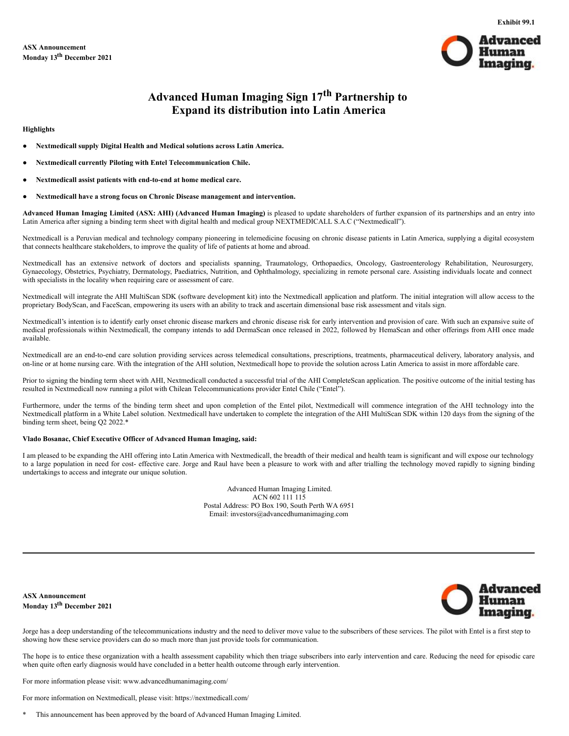Exhibit 99.1

**ASX Announcement**
**Monday 13th December 2021**

# Advanced Human Imaging Sign 17th Partnership to Expand its distribution into Latin America

**Highlights**

- **Nextmedicall supply Digital Health and Medical solutions across Latin America.**
- **Nextmedicall currently Piloting with Entel Telecommunication Chile.**
- **Nextmedicall assist patients with end-to-end at home medical care.**
- **Nextmedicall have a strong focus on Chronic Disease management and intervention.**

**Advanced Human Imaging Limited (ASX: AHI) (Advanced Human Imaging)** is pleased to update shareholders of further expansion of its partnerships and an entry into Latin America after signing a binding term sheet with digital health and medical group NEXTMEDICALL S.A.C ("Nextmedicall").

Nextmedicall is a Peruvian medical and technology company pioneering in telemedicine focusing on chronic disease patients in Latin America, supplying a digital ecosystem that connects healthcare stakeholders, to improve the quality of life of patients at home and abroad.

Nextmedicall has an extensive network of doctors and specialists spanning, Traumatology, Orthopaedics, Oncology, Gastroenterology Rehabilitation, Neurosurgery, Gynaecology, Obstetrics, Psychiatry, Dermatology, Paediatrics, Nutrition, and Ophthalmology, specializing in remote personal care. Assisting individuals locate and connect with specialists in the locality when requiring care or assessment of care.

Nextmedicall will integrate the AHI MultiScan SDK (software development kit) into the Nextmedicall application and platform. The initial integration will allow access to the proprietary BodyScan, and FaceScan, empowering its users with an ability to track and ascertain dimensional base risk assessment and vitals sign.

Nextmedicall's intention is to identify early onset chronic disease markers and chronic disease risk for early intervention and provision of care. With such an expansive suite of medical professionals within Nextmedicall, the company intends to add DermaScan once released in 2022, followed by HemaScan and other offerings from AHI once made available.

Nextmedicall are an end-to-end care solution providing services across telemedical consultations, prescriptions, treatments, pharmaceutical delivery, laboratory analysis, and on-line or at home nursing care. With the integration of the AHI solution, Nextmedicall hope to provide the solution across Latin America to assist in more affordable care.

Prior to signing the binding term sheet with AHI, Nextmedicall conducted a successful trial of the AHI CompleteScan application. The positive outcome of the initial testing has resulted in Nextmedicall now running a pilot with Chilean Telecommunications provider Entel Chile ("Entel").

Furthermore, under the terms of the binding term sheet and upon completion of the Entel pilot, Nextmedicall will commence integration of the AHI technology into the Nextmedicall platform in a White Label solution. Nextmedicall have undertaken to complete the integration of the AHI MultiScan SDK within 120 days from the signing of the binding term sheet, being Q2 2022.*

**Vlado Bosanac, Chief Executive Officer of Advanced Human Imaging, said:**

I am pleased to be expanding the AHI offering into Latin America with Nextmedicall, the breadth of their medical and health team is significant and will expose our technology to a large population in need for cost- effective care. Jorge and Raul have been a pleasure to work with and after trialling the technology moved rapidly to signing binding undertakings to access and integrate our unique solution.

Advanced Human Imaging Limited.
ACN 602 111 115
Postal Address: PO Box 190, South Perth WA 6951
Email: investors@advancedhumanimaging.com

Jorge has a deep understanding of the telecommunications industry and the need to deliver move value to the subscribers of these services. The pilot with Entel is a first step to showing how these service providers can do so much more than just provide tools for communication.

The hope is to entice these organization with a health assessment capability which then triage subscribers into early intervention and care. Reducing the need for episodic care when quite often early diagnosis would have concluded in a better health outcome through early intervention.

For more information please visit: www.advancedhumanimaging.com/

For more information on Nextmedicall, please visit: https://nextmedicall.com/

\* This announcement has been approved by the board of Advanced Human Imaging Limited.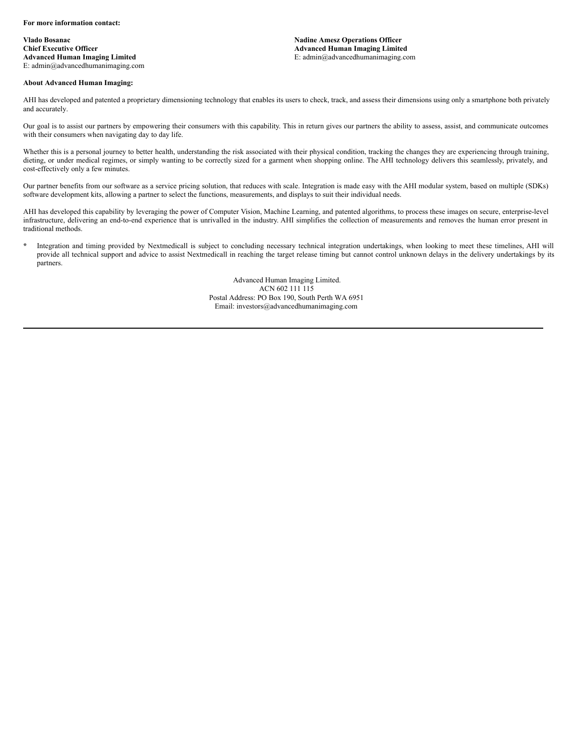**For more information contact:**

**Vlado Bosanac**
**Chief Executive Officer**
**Advanced Human Imaging Limited**
E: admin@advancedhumanimaging.com

**Nadine Amesz Operations Officer**
**Advanced Human Imaging Limited**
E: admin@advancedhumanimaging.com

**About Advanced Human Imaging:**

AHI has developed and patented a proprietary dimensioning technology that enables its users to check, track, and assess their dimensions using only a smartphone both privately and accurately.

Our goal is to assist our partners by empowering their consumers with this capability. This in return gives our partners the ability to assess, assist, and communicate outcomes with their consumers when navigating day to day life.

Whether this is a personal journey to better health, understanding the risk associated with their physical condition, tracking the changes they are experiencing through training, dieting, or under medical regimes, or simply wanting to be correctly sized for a garment when shopping online. The AHI technology delivers this seamlessly, privately, and cost-effectively only a few minutes.

Our partner benefits from our software as a service pricing solution, that reduces with scale. Integration is made easy with the AHI modular system, based on multiple (SDKs) software development kits, allowing a partner to select the functions, measurements, and displays to suit their individual needs.

AHI has developed this capability by leveraging the power of Computer Vision, Machine Learning, and patented algorithms, to process these images on secure, enterprise-level infrastructure, delivering an end-to-end experience that is unrivalled in the industry. AHI simplifies the collection of measurements and removes the human error present in traditional methods.

* Integration and timing provided by Nextmedicall is subject to concluding necessary technical integration undertakings, when looking to meet these timelines, AHI will provide all technical support and advice to assist Nextmedicall in reaching the target release timing but cannot control unknown delays in the delivery undertakings by its partners.

Advanced Human Imaging Limited.
ACN 602 111 115
Postal Address: PO Box 190, South Perth WA 6951
Email: investors@advancedhumanimaging.com